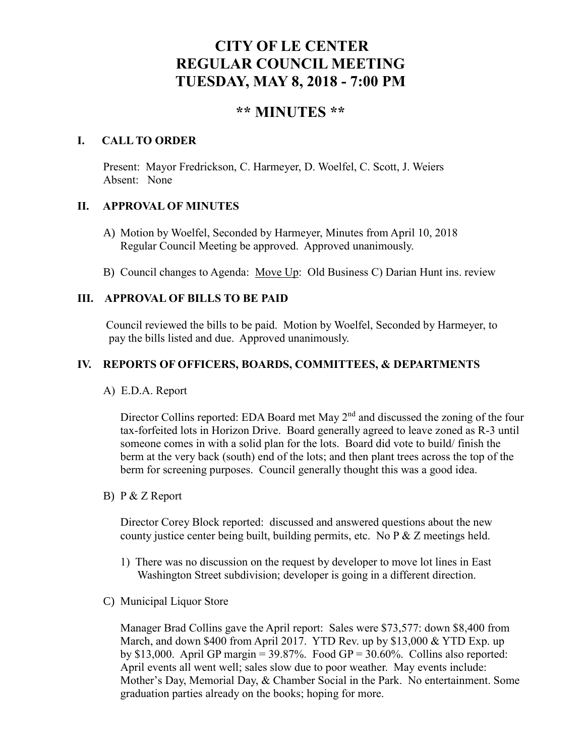# CITY OF LE CENTER
# REGULAR COUNCIL MEETING
# TUESDAY, MAY 8, 2018 - 7:00 PM

## ** MINUTES **

### I. CALL TO ORDER

Present: Mayor Fredrickson, C. Harmeyer, D. Woelfel, C. Scott, J. Weiers
Absent: None

### II. APPROVAL OF MINUTES

A) Motion by Woelfel, Seconded by Harmeyer, Minutes from April 10, 2018 Regular Council Meeting be approved. Approved unanimously.

B) Council changes to Agenda: Move Up: Old Business C) Darian Hunt ins. review

### III. APPROVAL OF BILLS TO BE PAID

Council reviewed the bills to be paid. Motion by Woelfel, Seconded by Harmeyer, to pay the bills listed and due. Approved unanimously.

### IV. REPORTS OF OFFICERS, BOARDS, COMMITTEES, & DEPARTMENTS

A) E.D.A. Report

Director Collins reported: EDA Board met May 2nd and discussed the zoning of the four tax-forfeited lots in Horizon Drive. Board generally agreed to leave zoned as R-3 until someone comes in with a solid plan for the lots. Board did vote to build/ finish the berm at the very back (south) end of the lots; and then plant trees across the top of the berm for screening purposes. Council generally thought this was a good idea.

B) P & Z Report

Director Corey Block reported: discussed and answered questions about the new county justice center being built, building permits, etc. No P & Z meetings held.

1) There was no discussion on the request by developer to move lot lines in East Washington Street subdivision; developer is going in a different direction.

C) Municipal Liquor Store

Manager Brad Collins gave the April report: Sales were $73,577: down $8,400 from March, and down $400 from April 2017. YTD Rev. up by $13,000 & YTD Exp. up by $13,000. April GP margin = 39.87%. Food GP = 30.60%. Collins also reported: April events all went well; sales slow due to poor weather. May events include: Mother's Day, Memorial Day, & Chamber Social in the Park. No entertainment. Some graduation parties already on the books; hoping for more.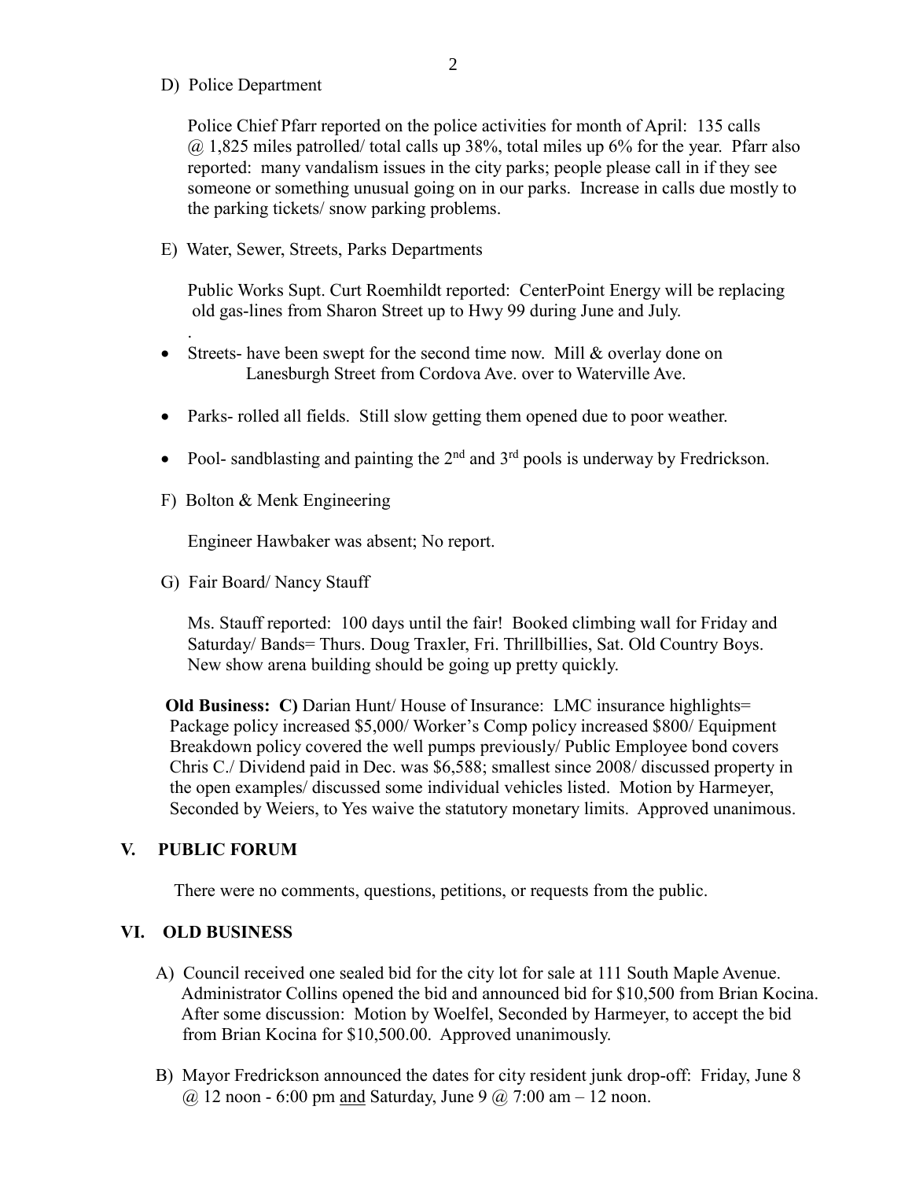D) Police Department

Police Chief Pfarr reported on the police activities for month of April: 135 calls @ 1,825 miles patrolled/ total calls up 38%, total miles up 6% for the year. Pfarr also reported: many vandalism issues in the city parks; people please call in if they see someone or something unusual going on in our parks. Increase in calls due mostly to the parking tickets/ snow parking problems.

E) Water, Sewer, Streets, Parks Departments

Public Works Supt. Curt Roemhildt reported: CenterPoint Energy will be replacing old gas-lines from Sharon Street up to Hwy 99 during June and July.

.

- Streets- have been swept for the second time now. Mill & overlay done on Lanesburgh Street from Cordova Ave. over to Waterville Ave.
- Parks- rolled all fields. Still slow getting them opened due to poor weather.
- Pool- sandblasting and painting the 2nd and 3rd pools is underway by Fredrickson.

F) Bolton & Menk Engineering

Engineer Hawbaker was absent; No report.

G) Fair Board/ Nancy Stauff

Ms. Stauff reported: 100 days until the fair! Booked climbing wall for Friday and Saturday/ Bands= Thurs. Doug Traxler, Fri. Thrillbillies, Sat. Old Country Boys. New show arena building should be going up pretty quickly.

**Old Business: C)** Darian Hunt/ House of Insurance: LMC insurance highlights= Package policy increased $5,000/ Worker's Comp policy increased $800/ Equipment Breakdown policy covered the well pumps previously/ Public Employee bond covers Chris C./ Dividend paid in Dec. was $6,588; smallest since 2008/ discussed property in the open examples/ discussed some individual vehicles listed. Motion by Harmeyer, Seconded by Weiers, to Yes waive the statutory monetary limits. Approved unanimous.

## V. PUBLIC FORUM

There were no comments, questions, petitions, or requests from the public.

## VI. OLD BUSINESS

A) Council received one sealed bid for the city lot for sale at 111 South Maple Avenue. Administrator Collins opened the bid and announced bid for $10,500 from Brian Kocina. After some discussion: Motion by Woelfel, Seconded by Harmeyer, to accept the bid from Brian Kocina for $10,500.00. Approved unanimously.

B) Mayor Fredrickson announced the dates for city resident junk drop-off: Friday, June 8 @ 12 noon - 6:00 pm <u>and</u> Saturday, June 9 @ 7:00 am – 12 noon.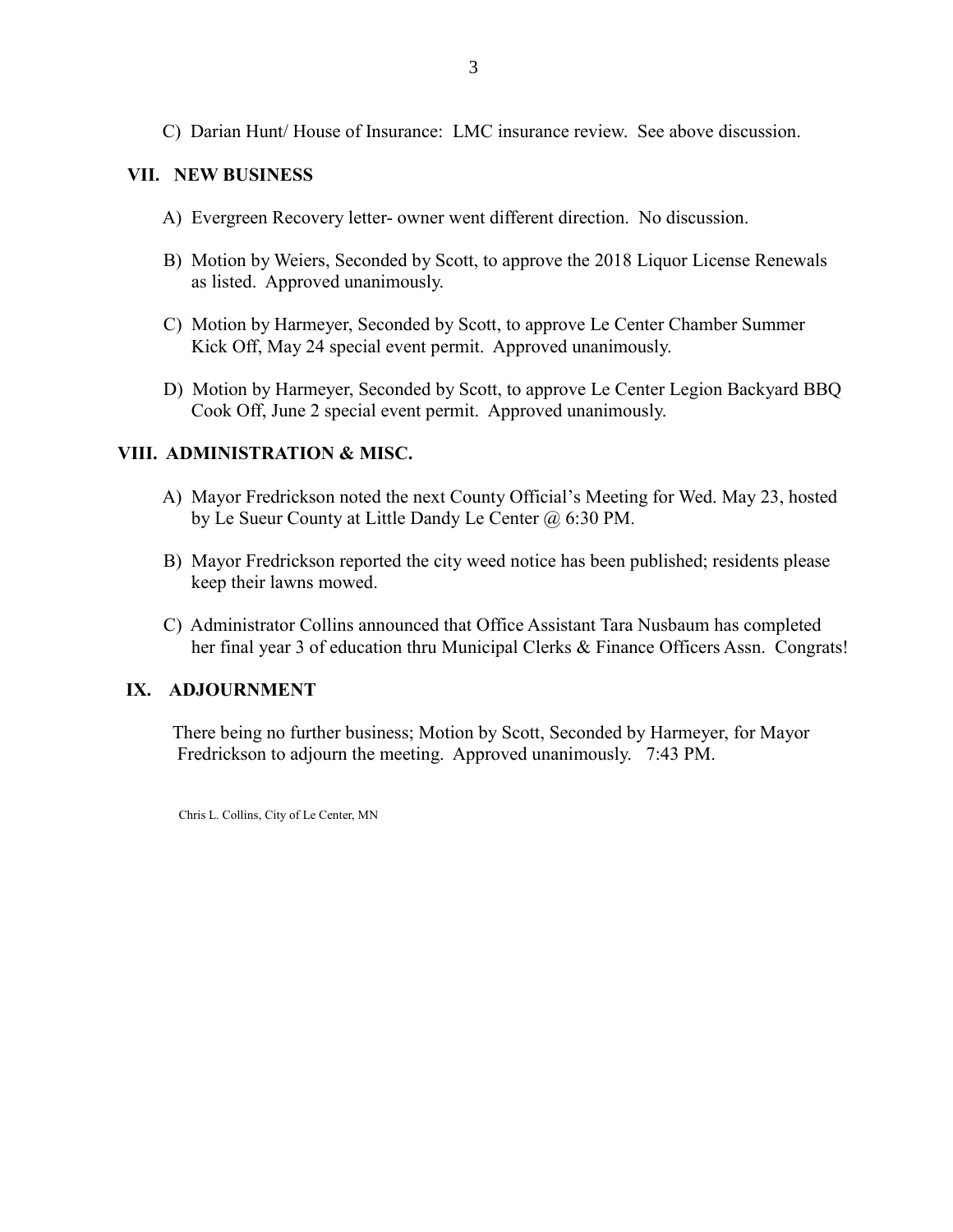C) Darian Hunt/ House of Insurance: LMC insurance review. See above discussion.

## VII. NEW BUSINESS

A) Evergreen Recovery letter- owner went different direction. No discussion.

B) Motion by Weiers, Seconded by Scott, to approve the 2018 Liquor License Renewals as listed. Approved unanimously.

C) Motion by Harmeyer, Seconded by Scott, to approve Le Center Chamber Summer Kick Off, May 24 special event permit. Approved unanimously.

D) Motion by Harmeyer, Seconded by Scott, to approve Le Center Legion Backyard BBQ Cook Off, June 2 special event permit. Approved unanimously.

## VIII. ADMINISTRATION & MISC.

A) Mayor Fredrickson noted the next County Official's Meeting for Wed. May 23, hosted by Le Sueur County at Little Dandy Le Center @ 6:30 PM.

B) Mayor Fredrickson reported the city weed notice has been published; residents please keep their lawns mowed.

C) Administrator Collins announced that Office Assistant Tara Nusbaum has completed her final year 3 of education thru Municipal Clerks & Finance Officers Assn. Congrats!

## IX. ADJOURNMENT

There being no further business; Motion by Scott, Seconded by Harmeyer, for Mayor Fredrickson to adjourn the meeting. Approved unanimously. 7:43 PM.

Chris L. Collins, City of Le Center, MN